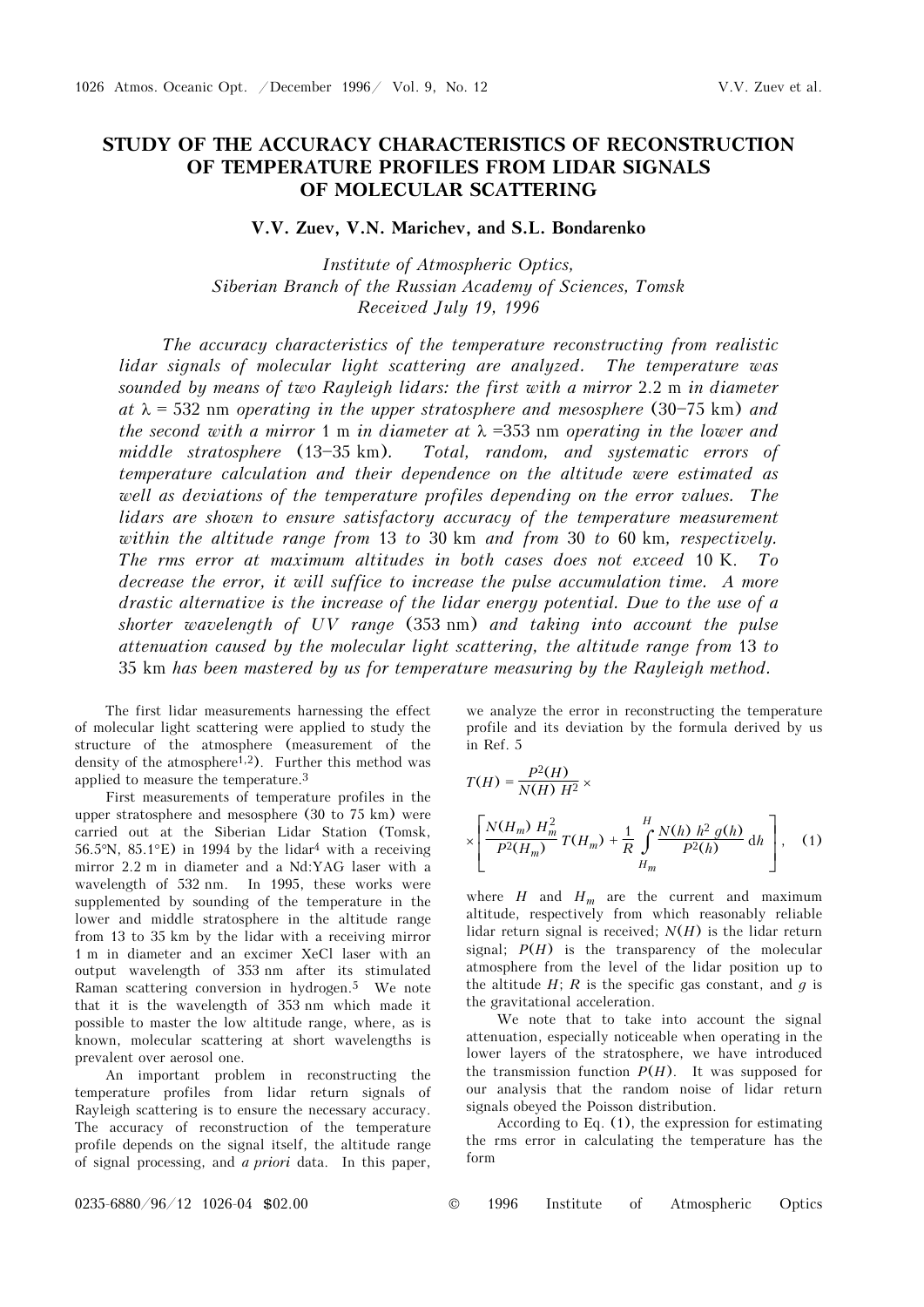# STUDY OF THE ACCURACY CHARACTERISTICS OF RECONSTRUCTION OF TEMPERATURE PROFILES FROM LIDAR SIGNALS OF MOLECULAR SCATTERING

**V.V. Zuev, V.N. Marichev, and S.L. Bondarenko**

*Institute of Atmospheric Optics, Siberian Branch of the Russian Academy of Sciences, Tomsk*
*Received July 19, 1996*

*The accuracy characteristics of the temperature reconstructing from realistic lidar signals of molecular light scattering are analyzed. The temperature was sounded by means of two Rayleigh lidars: the first with a mirror* 2.2 m *in diameter at* $\lambda$ = 532 nm *operating in the upper stratosphere and mesosphere* (30–75 km) *and the second with a mirror* 1 m *in diameter at* $\lambda$ =353 nm *operating in the lower and middle stratosphere* (13–35 km). *Total, random, and systematic errors of temperature calculation and their dependence on the altitude were estimated as well as deviations of the temperature profiles depending on the error values. The lidars are shown to ensure satisfactory accuracy of the temperature measurement within the altitude range from* 13 *to* 30 km *and from* 30 *to* 60 km, *respectively. The rms error at maximum altitudes in both cases does not exceed* 10 K. *To decrease the error, it will suffice to increase the pulse accumulation time. A more drastic alternative is the increase of the lidar energy potential. Due to the use of a shorter wavelength of UV range* (353 nm) *and taking into account the pulse attenuation caused by the molecular light scattering, the altitude range from* 13 *to* 35 km *has been mastered by us for temperature measuring by the Rayleigh method.*

The first lidar measurements harnessing the effect of molecular light scattering were applied to study the structure of the atmosphere (measurement of the density of the atmosphere[1,2]). Further this method was applied to measure the temperature.[3]

First measurements of temperature profiles in the upper stratosphere and mesosphere (30 to 75 km) were carried out at the Siberian Lidar Station (Tomsk, 56.5°N, 85.1°E) in 1994 by the lidar[4] with a receiving mirror 2.2 m in diameter and a Nd:YAG laser with a wavelength of 532 nm. In 1995, these works were supplemented by sounding of the temperature in the lower and middle stratosphere in the altitude range from 13 to 35 km by the lidar with a receiving mirror 1 m in diameter and an excimer XeCl laser with an output wavelength of 353 nm after its stimulated Raman scattering conversion in hydrogen.[5] We note that it is the wavelength of 353 nm which made it possible to master the low altitude range, where, as is known, molecular scattering at short wavelengths is prevalent over aerosol one.

An important problem in reconstructing the temperature profiles from lidar return signals of Rayleigh scattering is to ensure the necessary accuracy. The accuracy of reconstruction of the temperature profile depends on the signal itself, the altitude range of signal processing, and *a priori* data. In this paper, we analyze the error in reconstructing the temperature profile and its deviation by the formula derived by us in Ref. 5

$$T(H) = \frac{P^2(H)}{N(H)\, H^2} \times \left[ \frac{N(H_m)\, H_m^2}{P^2(H_m)} T(H_m) + \frac{1}{R} \int\limits_{H_m}^{H} \frac{N(h)\, h^2\, g(h)}{P^2(h)} \mathrm{d}h \right], \quad (1)$$

where $H$ and $H_m$ are the current and maximum altitude, respectively from which reasonably reliable lidar return signal is received; $N(H)$ is the lidar return signal; $P(H)$ is the transparency of the molecular atmosphere from the level of the lidar position up to the altitude $H$; $R$ is the specific gas constant, and $g$ is the gravitational acceleration.

We note that to take into account the signal attenuation, especially noticeable when operating in the lower layers of the stratosphere, we have introduced the transmission function $P(H)$. It was supposed for our analysis that the random noise of lidar return signals obeyed the Poisson distribution.

According to Eq. (1), the expression for estimating the rms error in calculating the temperature has the form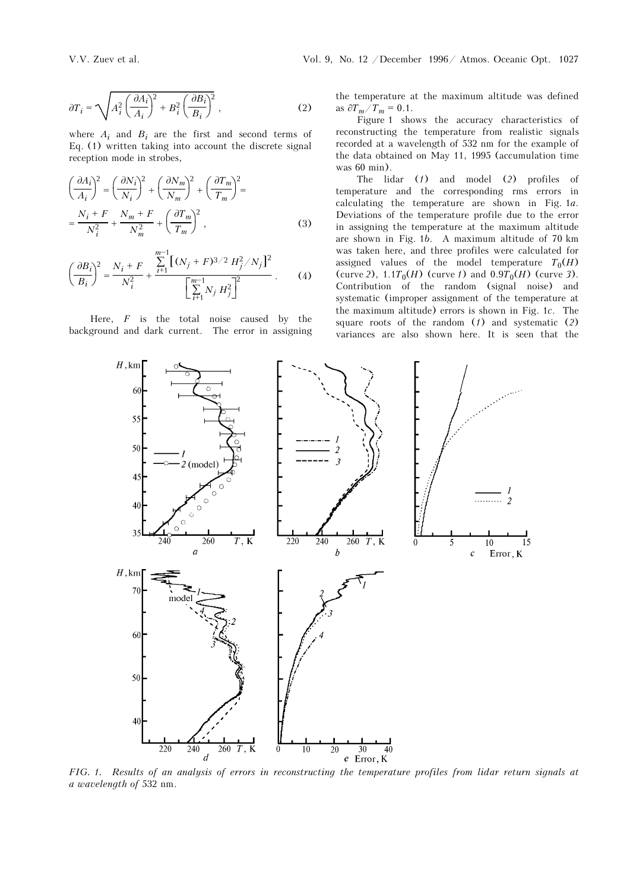$$\partial T_i = \sqrt{A_i^2 \left(\frac{\partial A_i}{A_i}\right)^2 + B_i^2 \left(\frac{\partial B_i}{B_i}\right)^2}\ , \tag{2}$$

where $A_i$ and $B_i$ are the first and second terms of Eq. (1) written taking into account the discrete signal reception mode in strobes,

$$\left(\frac{\partial A_i}{A_i}\right)^2 = \left(\frac{\partial N_i}{N_i}\right)^2 + \left(\frac{\partial N_m}{N_m}\right)^2 + \left(\frac{\partial T_m}{T_m}\right)^2 = \frac{N_i + F}{N_i^2} + \frac{N_m + F}{N_m^2} + \left(\frac{\partial T_m}{T_m}\right)^2 , \tag{3}$$

$$\left(\frac{\partial B_i}{B_i}\right)^2 = \frac{N_i + F}{N_i^2} + \frac{\sum\limits_{i+1}^{m-1} \left[(N_j + F)^{3/2}\ H_j^2/N_j\right]^2}{\left[\sum\limits_{i+1}^{m-1} N_j\ H_j^2\right]^2} . \tag{4}$$

Here, $F$ is the total noise caused by the background and dark current. The error in assigning the temperature at the maximum altitude was defined as $\partial T_m/T_m = 0.1$.

Figure 1 shows the accuracy characteristics of reconstructing the temperature from realistic signals recorded at a wavelength of 532 nm for the example of the data obtained on May 11, 1995 (accumulation time was 60 min).

The lidar (*1*) and model (*2*) profiles of temperature and the corresponding rms errors in calculating the temperature are shown in Fig. 1*a*. Deviations of the temperature profile due to the error in assigning the temperature at the maximum altitude are shown in Fig. 1*b*. A maximum altitude of 70 km was taken here, and three profiles were calculated for assigned values of the model temperature $T_0(H)$ (curve *2*), $1.1T_0(H)$ (curve *1*) and $0.9T_0(H)$ (curve *3*). Contribution of the random (signal noise) and systematic (improper assignment of the temperature at the maximum altitude) errors is shown in Fig. 1*c*. The square roots of the random (*1*) and systematic (*2*) variances are also shown here. It is seen that the

*FIG. 1. Results of an analysis of errors in reconstructing the temperature profiles from lidar return signals at a wavelength of* 532 nm.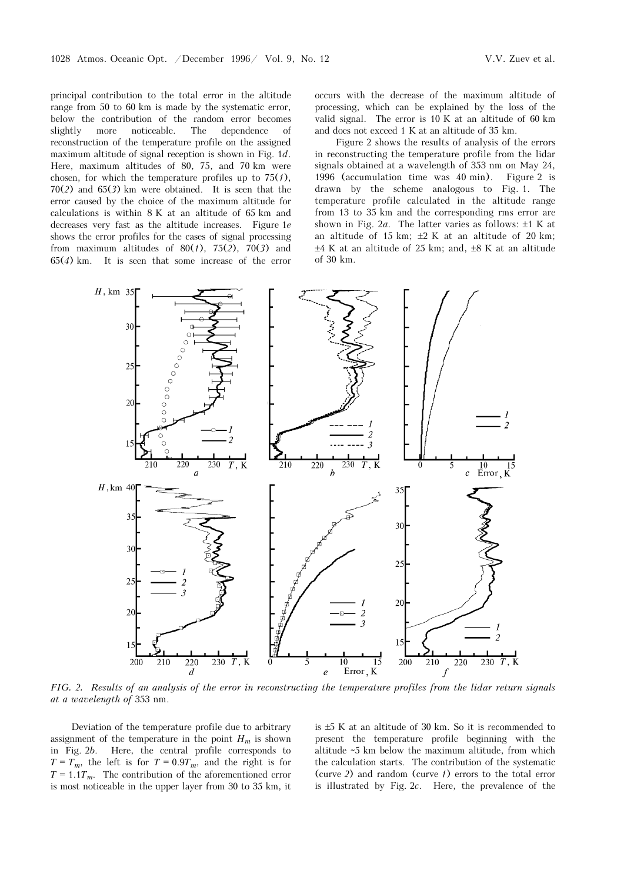principal contribution to the total error in the altitude range from 50 to 60 km is made by the systematic error, below the contribution of the random error becomes slightly more noticeable. The dependence of reconstruction of the temperature profile on the assigned maximum altitude of signal reception is shown in Fig. 1*d*. Here, maximum altitudes of 80, 75, and 70 km were chosen, for which the temperature profiles up to 75(*1*), 70(*2*) and 65(*3*) km were obtained. It is seen that the error caused by the choice of the maximum altitude for calculations is within 8 K at an altitude of 65 km and decreases very fast as the altitude increases. Figure 1*e* shows the error profiles for the cases of signal processing from maximum altitudes of 80(*1*), 75(*2*), 70(*3*) and 65(*4*) km. It is seen that some increase of the error occurs with the decrease of the maximum altitude of processing, which can be explained by the loss of the valid signal. The error is 10 K at an altitude of 60 km and does not exceed 1 K at an altitude of 35 km.

Figure 2 shows the results of analysis of the errors in reconstructing the temperature profile from the lidar signals obtained at a wavelength of 353 nm on May 24, 1996 (accumulation time was 40 min). Figure 2 is drawn by the scheme analogous to Fig. 1. The temperature profile calculated in the altitude range from 13 to 35 km and the corresponding rms error are shown in Fig. 2*a*. The latter varies as follows: ±1 K at an altitude of 15 km; ±2 K at an altitude of 20 km; ±4 K at an altitude of 25 km; and, ±8 K at an altitude of 30 km.

*FIG. 2. Results of an analysis of the error in reconstructing the temperature profiles from the lidar return signals at a wavelength of* 353 nm.

Deviation of the temperature profile due to arbitrary assignment of the temperature in the point $H_m$ is shown in Fig. 2*b*. Here, the central profile corresponds to $T = T_m$, the left is for $T = 0.9T_m$, and the right is for $T = 1.1T_m$. The contribution of the aforementioned error is most noticeable in the upper layer from 30 to 35 km, it is ±5 K at an altitude of 30 km. So it is recommended to present the temperature profile beginning with the altitude ~5 km below the maximum altitude, from which the calculation starts. The contribution of the systematic (curve *2*) and random (curve *1*) errors to the total error is illustrated by Fig. 2*c*. Here, the prevalence of the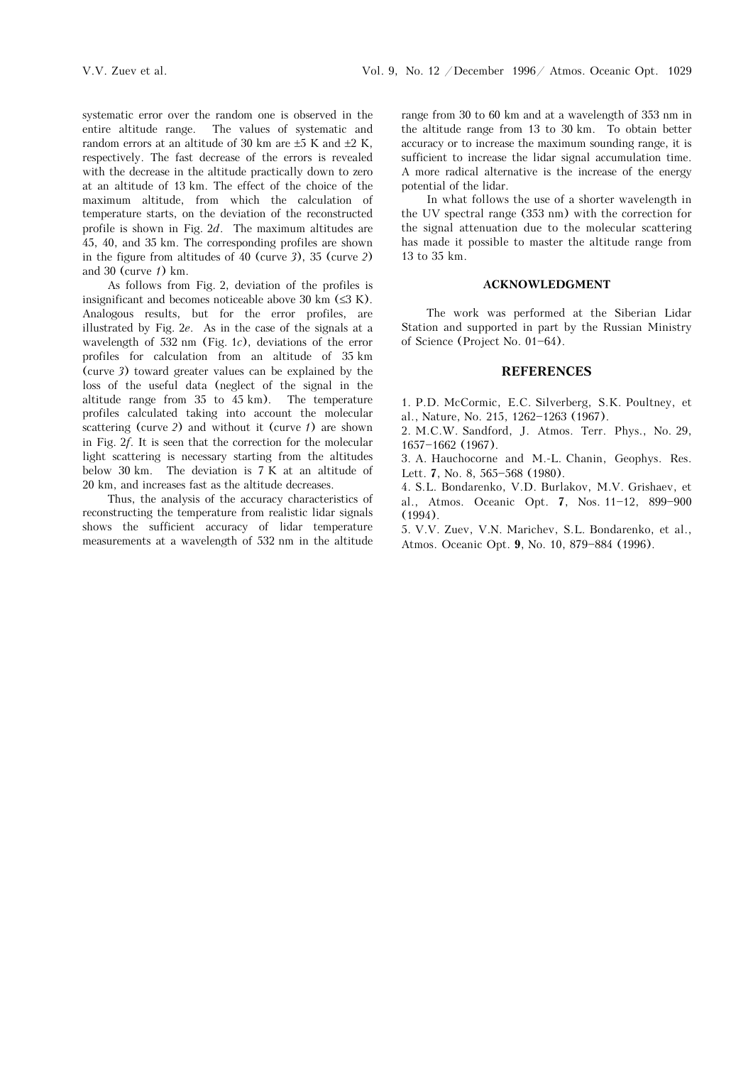systematic error over the random one is observed in the entire altitude range. The values of systematic and random errors at an altitude of 30 km are ±5 K and ±2 K, respectively. The fast decrease of the errors is revealed with the decrease in the altitude practically down to zero at an altitude of 13 km. The effect of the choice of the maximum altitude, from which the calculation of temperature starts, on the deviation of the reconstructed profile is shown in Fig. 2*d*. The maximum altitudes are 45, 40, and 35 km. The corresponding profiles are shown in the figure from altitudes of 40 (curve *3*), 35 (curve *2*) and 30 (curve *1*) km.

As follows from Fig. 2, deviation of the profiles is insignificant and becomes noticeable above 30 km (≤3 K). Analogous results, but for the error profiles, are illustrated by Fig. 2*e*. As in the case of the signals at a wavelength of 532 nm (Fig. 1*c*), deviations of the error profiles for calculation from an altitude of 35 km (curve *3*) toward greater values can be explained by the loss of the useful data (neglect of the signal in the altitude range from 35 to 45 km). The temperature profiles calculated taking into account the molecular scattering (curve *2*) and without it (curve *1*) are shown in Fig. 2*f*. It is seen that the correction for the molecular light scattering is necessary starting from the altitudes below 30 km. The deviation is 7 K at an altitude of 20 km, and increases fast as the altitude decreases.

Thus, the analysis of the accuracy characteristics of reconstructing the temperature from realistic lidar signals shows the sufficient accuracy of lidar temperature measurements at a wavelength of 532 nm in the altitude range from 30 to 60 km and at a wavelength of 353 nm in the altitude range from 13 to 30 km. To obtain better accuracy or to increase the maximum sounding range, it is sufficient to increase the lidar signal accumulation time. A more radical alternative is the increase of the energy potential of the lidar.

In what follows the use of a shorter wavelength in the UV spectral range (353 nm) with the correction for the signal attenuation due to the molecular scattering has made it possible to master the altitude range from 13 to 35 km.

### ACKNOWLEDGMENT

The work was performed at the Siberian Lidar Station and supported in part by the Russian Ministry of Science (Project No. 01–64).

## REFERENCES

1. P.D. McCormic, E.C. Silverberg, S.K. Poultney, et al., Nature, No. 215, 1262–1263 (1967).
2. M.C.W. Sandford, J. Atmos. Terr. Phys., No. 29, 1657–1662 (1967).
3. A. Hauchocorne and M.-L. Chanin, Geophys. Res. Lett. **7**, No. 8, 565–568 (1980).
4. S.L. Bondarenko, V.D. Burlakov, M.V. Grishaev, et al., Atmos. Oceanic Opt. **7**, Nos. 11–12, 899–900 (1994).
5. V.V. Zuev, V.N. Marichev, S.L. Bondarenko, et al., Atmos. Oceanic Opt. **9**, No. 10, 879–884 (1996).